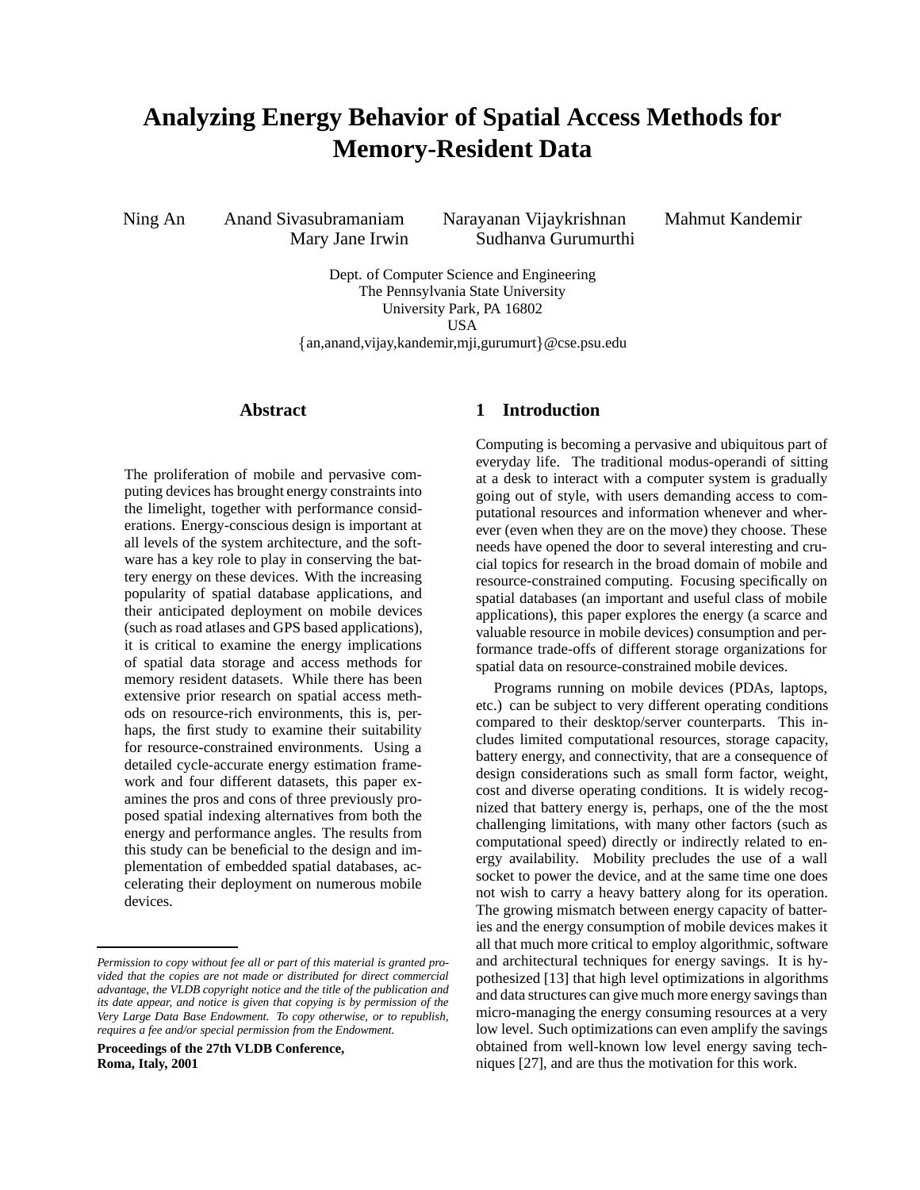# Analyzing Energy Behavior of Spatial Access Methods for Memory-Resident Data

Ning An   Anand Sivasubramaniam   Narayanan Vijaykrishnan   Mahmut Kandemir
Mary Jane Irwin   Sudhanva Gurumurthi

Dept. of Computer Science and Engineering
The Pennsylvania State University
University Park, PA 16802
USA
{an,anand,vijay,kandemir,mji,gurumurt}@cse.psu.edu

## Abstract

The proliferation of mobile and pervasive computing devices has brought energy constraints into the limelight, together with performance considerations. Energy-conscious design is important at all levels of the system architecture, and the software has a key role to play in conserving the battery energy on these devices. With the increasing popularity of spatial database applications, and their anticipated deployment on mobile devices (such as road atlases and GPS based applications), it is critical to examine the energy implications of spatial data storage and access methods for memory resident datasets. While there has been extensive prior research on spatial access methods on resource-rich environments, this is, perhaps, the first study to examine their suitability for resource-constrained environments. Using a detailed cycle-accurate energy estimation framework and four different datasets, this paper examines the pros and cons of three previously proposed spatial indexing alternatives from both the energy and performance angles. The results from this study can be beneficial to the design and implementation of embedded spatial databases, accelerating their deployment on numerous mobile devices.

*Permission to copy without fee all or part of this material is granted provided that the copies are not made or distributed for direct commercial advantage, the VLDB copyright notice and the title of the publication and its date appear, and notice is given that copying is by permission of the Very Large Data Base Endowment. To copy otherwise, or to republish, requires a fee and/or special permission from the Endowment.*

**Proceedings of the 27th VLDB Conference, Roma, Italy, 2001**

## 1 Introduction

Computing is becoming a pervasive and ubiquitous part of everyday life. The traditional modus-operandi of sitting at a desk to interact with a computer system is gradually going out of style, with users demanding access to computational resources and information whenever and wherever (even when they are on the move) they choose. These needs have opened the door to several interesting and crucial topics for research in the broad domain of mobile and resource-constrained computing. Focusing specifically on spatial databases (an important and useful class of mobile applications), this paper explores the energy (a scarce and valuable resource in mobile devices) consumption and performance trade-offs of different storage organizations for spatial data on resource-constrained mobile devices.

Programs running on mobile devices (PDAs, laptops, etc.) can be subject to very different operating conditions compared to their desktop/server counterparts. This includes limited computational resources, storage capacity, battery energy, and connectivity, that are a consequence of design considerations such as small form factor, weight, cost and diverse operating conditions. It is widely recognized that battery energy is, perhaps, one of the the most challenging limitations, with many other factors (such as computational speed) directly or indirectly related to energy availability. Mobility precludes the use of a wall socket to power the device, and at the same time one does not wish to carry a heavy battery along for its operation. The growing mismatch between energy capacity of batteries and the energy consumption of mobile devices makes it all that much more critical to employ algorithmic, software and architectural techniques for energy savings. It is hypothesized [13] that high level optimizations in algorithms and data structures can give much more energy savings than micro-managing the energy consuming resources at a very low level. Such optimizations can even amplify the savings obtained from well-known low level energy saving techniques [27], and are thus the motivation for this work.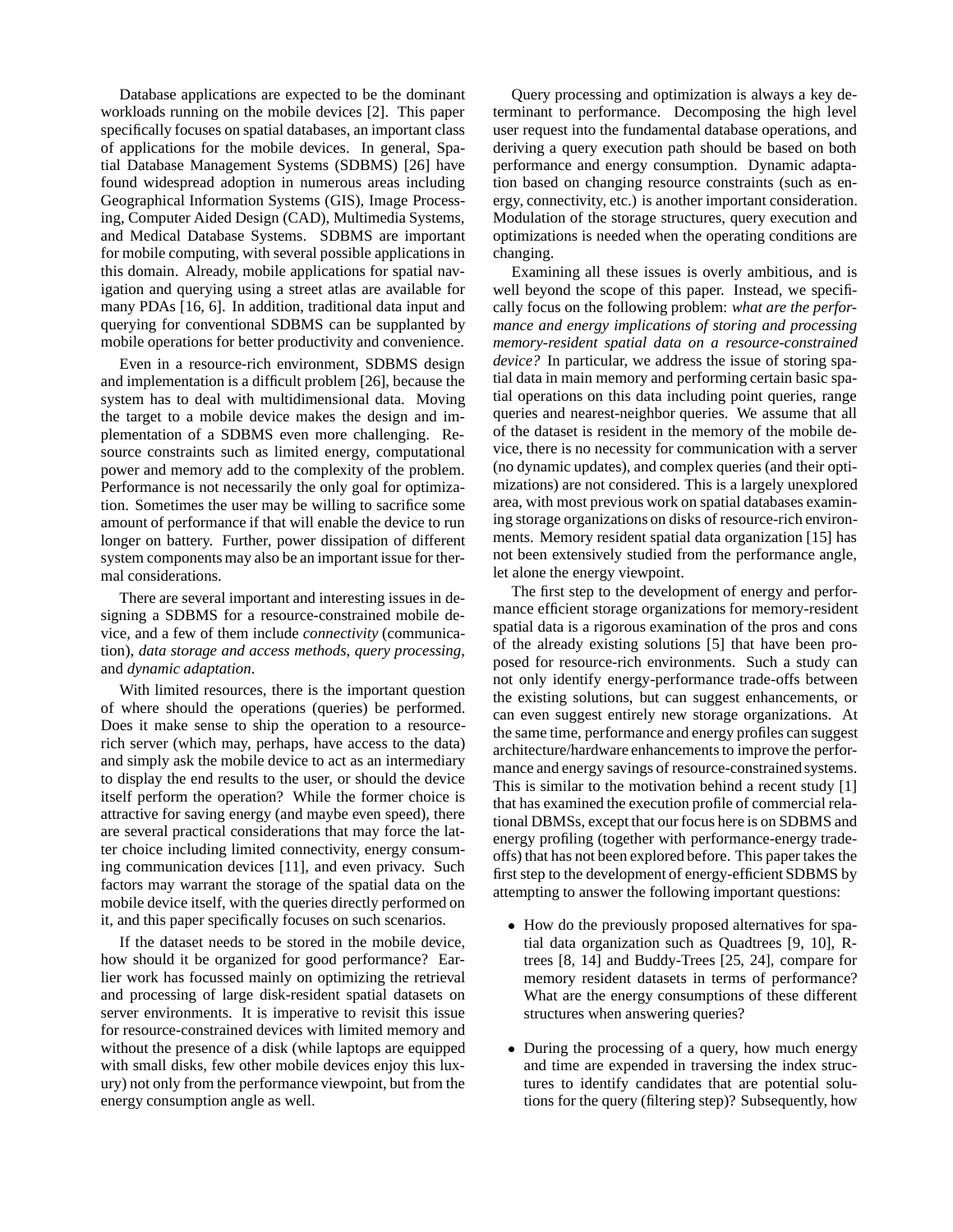Database applications are expected to be the dominant workloads running on the mobile devices [2]. This paper specifically focuses on spatial databases, an important class of applications for the mobile devices. In general, Spatial Database Management Systems (SDBMS) [26] have found widespread adoption in numerous areas including Geographical Information Systems (GIS), Image Processing, Computer Aided Design (CAD), Multimedia Systems, and Medical Database Systems. SDBMS are important for mobile computing, with several possible applications in this domain. Already, mobile applications for spatial navigation and querying using a street atlas are available for many PDAs [16, 6]. In addition, traditional data input and querying for conventional SDBMS can be supplanted by mobile operations for better productivity and convenience.

Even in a resource-rich environment, SDBMS design and implementation is a difficult problem [26], because the system has to deal with multidimensional data. Moving the target to a mobile device makes the design and implementation of a SDBMS even more challenging. Resource constraints such as limited energy, computational power and memory add to the complexity of the problem. Performance is not necessarily the only goal for optimization. Sometimes the user may be willing to sacrifice some amount of performance if that will enable the device to run longer on battery. Further, power dissipation of different system components may also be an important issue for thermal considerations.

There are several important and interesting issues in designing a SDBMS for a resource-constrained mobile device, and a few of them include *connectivity* (communication), *data storage and access methods*, *query processing*, and *dynamic adaptation*.

With limited resources, there is the important question of where should the operations (queries) be performed. Does it make sense to ship the operation to a resource-rich server (which may, perhaps, have access to the data) and simply ask the mobile device to act as an intermediary to display the end results to the user, or should the device itself perform the operation? While the former choice is attractive for saving energy (and maybe even speed), there are several practical considerations that may force the latter choice including limited connectivity, energy consuming communication devices [11], and even privacy. Such factors may warrant the storage of the spatial data on the mobile device itself, with the queries directly performed on it, and this paper specifically focuses on such scenarios.

If the dataset needs to be stored in the mobile device, how should it be organized for good performance? Earlier work has focussed mainly on optimizing the retrieval and processing of large disk-resident spatial datasets on server environments. It is imperative to revisit this issue for resource-constrained devices with limited memory and without the presence of a disk (while laptops are equipped with small disks, few other mobile devices enjoy this luxury) not only from the performance viewpoint, but from the energy consumption angle as well.

Query processing and optimization is always a key determinant to performance. Decomposing the high level user request into the fundamental database operations, and deriving a query execution path should be based on both performance and energy consumption. Dynamic adaptation based on changing resource constraints (such as energy, connectivity, etc.) is another important consideration. Modulation of the storage structures, query execution and optimizations is needed when the operating conditions are changing.

Examining all these issues is overly ambitious, and is well beyond the scope of this paper. Instead, we specifically focus on the following problem: *what are the performance and energy implications of storing and processing memory-resident spatial data on a resource-constrained device?* In particular, we address the issue of storing spatial data in main memory and performing certain basic spatial operations on this data including point queries, range queries and nearest-neighbor queries. We assume that all of the dataset is resident in the memory of the mobile device, there is no necessity for communication with a server (no dynamic updates), and complex queries (and their optimizations) are not considered. This is a largely unexplored area, with most previous work on spatial databases examining storage organizations on disks of resource-rich environments. Memory resident spatial data organization [15] has not been extensively studied from the performance angle, let alone the energy viewpoint.

The first step to the development of energy and performance efficient storage organizations for memory-resident spatial data is a rigorous examination of the pros and cons of the already existing solutions [5] that have been proposed for resource-rich environments. Such a study can not only identify energy-performance trade-offs between the existing solutions, but can suggest enhancements, or can even suggest entirely new storage organizations. At the same time, performance and energy profiles can suggest architecture/hardware enhancements to improve the performance and energy savings of resource-constrained systems. This is similar to the motivation behind a recent study [1] that has examined the execution profile of commercial relational DBMSs, except that our focus here is on SDBMS and energy profiling (together with performance-energy trade-offs) that has not been explored before. This paper takes the first step to the development of energy-efficient SDBMS by attempting to answer the following important questions:

- How do the previously proposed alternatives for spatial data organization such as Quadtrees [9, 10], R-trees [8, 14] and Buddy-Trees [25, 24], compare for memory resident datasets in terms of performance? What are the energy consumptions of these different structures when answering queries?
- During the processing of a query, how much energy and time are expended in traversing the index structures to identify candidates that are potential solutions for the query (filtering step)? Subsequently, how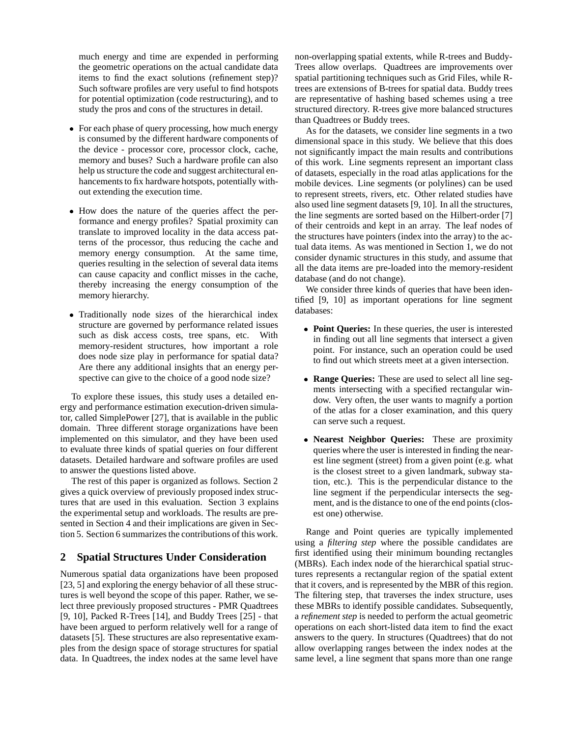much energy and time are expended in performing the geometric operations on the actual candidate data items to find the exact solutions (refinement step)? Such software profiles are very useful to find hotspots for potential optimization (code restructuring), and to study the pros and cons of the structures in detail.

- For each phase of query processing, how much energy is consumed by the different hardware components of the device - processor core, processor clock, cache, memory and buses? Such a hardware profile can also help us structure the code and suggest architectural enhancements to fix hardware hotspots, potentially without extending the execution time.

- How does the nature of the queries affect the performance and energy profiles? Spatial proximity can translate to improved locality in the data access patterns of the processor, thus reducing the cache and memory energy consumption. At the same time, queries resulting in the selection of several data items can cause capacity and conflict misses in the cache, thereby increasing the energy consumption of the memory hierarchy.

- Traditionally node sizes of the hierarchical index structure are governed by performance related issues such as disk access costs, tree spans, etc. With memory-resident structures, how important a role does node size play in performance for spatial data? Are there any additional insights that an energy perspective can give to the choice of a good node size?

To explore these issues, this study uses a detailed energy and performance estimation execution-driven simulator, called SimplePower [27], that is available in the public domain. Three different storage organizations have been implemented on this simulator, and they have been used to evaluate three kinds of spatial queries on four different datasets. Detailed hardware and software profiles are used to answer the questions listed above.

The rest of this paper is organized as follows. Section 2 gives a quick overview of previously proposed index structures that are used in this evaluation. Section 3 explains the experimental setup and workloads. The results are presented in Section 4 and their implications are given in Section 5. Section 6 summarizes the contributions of this work.

## 2 Spatial Structures Under Consideration

Numerous spatial data organizations have been proposed [23, 5] and exploring the energy behavior of all these structures is well beyond the scope of this paper. Rather, we select three previously proposed structures - PMR Quadtrees [9, 10], Packed R-Trees [14], and Buddy Trees [25] - that have been argued to perform relatively well for a range of datasets [5]. These structures are also representative examples from the design space of storage structures for spatial data. In Quadtrees, the index nodes at the same level have non-overlapping spatial extents, while R-trees and Buddy-Trees allow overlaps. Quadtrees are improvements over spatial partitioning techniques such as Grid Files, while R-trees are extensions of B-trees for spatial data. Buddy trees are representative of hashing based schemes using a tree structured directory. R-trees give more balanced structures than Quadtrees or Buddy trees.

As for the datasets, we consider line segments in a two dimensional space in this study. We believe that this does not significantly impact the main results and contributions of this work. Line segments represent an important class of datasets, especially in the road atlas applications for the mobile devices. Line segments (or polylines) can be used to represent streets, rivers, etc. Other related studies have also used line segment datasets [9, 10]. In all the structures, the line segments are sorted based on the Hilbert-order [7] of their centroids and kept in an array. The leaf nodes of the structures have pointers (index into the array) to the actual data items. As was mentioned in Section 1, we do not consider dynamic structures in this study, and assume that all the data items are pre-loaded into the memory-resident database (and do not change).

We consider three kinds of queries that have been identified [9, 10] as important operations for line segment databases:

- **Point Queries:** In these queries, the user is interested in finding out all line segments that intersect a given point. For instance, such an operation could be used to find out which streets meet at a given intersection.

- **Range Queries:** These are used to select all line segments intersecting with a specified rectangular window. Very often, the user wants to magnify a portion of the atlas for a closer examination, and this query can serve such a request.

- **Nearest Neighbor Queries:** These are proximity queries where the user is interested in finding the nearest line segment (street) from a given point (e.g. what is the closest street to a given landmark, subway station, etc.). This is the perpendicular distance to the line segment if the perpendicular intersects the segment, and is the distance to one of the end points (closest one) otherwise.

Range and Point queries are typically implemented using a *filtering step* where the possible candidates are first identified using their minimum bounding rectangles (MBRs). Each index node of the hierarchical spatial structures represents a rectangular region of the spatial extent that it covers, and is represented by the MBR of this region. The filtering step, that traverses the index structure, uses these MBRs to identify possible candidates. Subsequently, a *refinement step* is needed to perform the actual geometric operations on each short-listed data item to find the exact answers to the query. In structures (Quadtrees) that do not allow overlapping ranges between the index nodes at the same level, a line segment that spans more than one range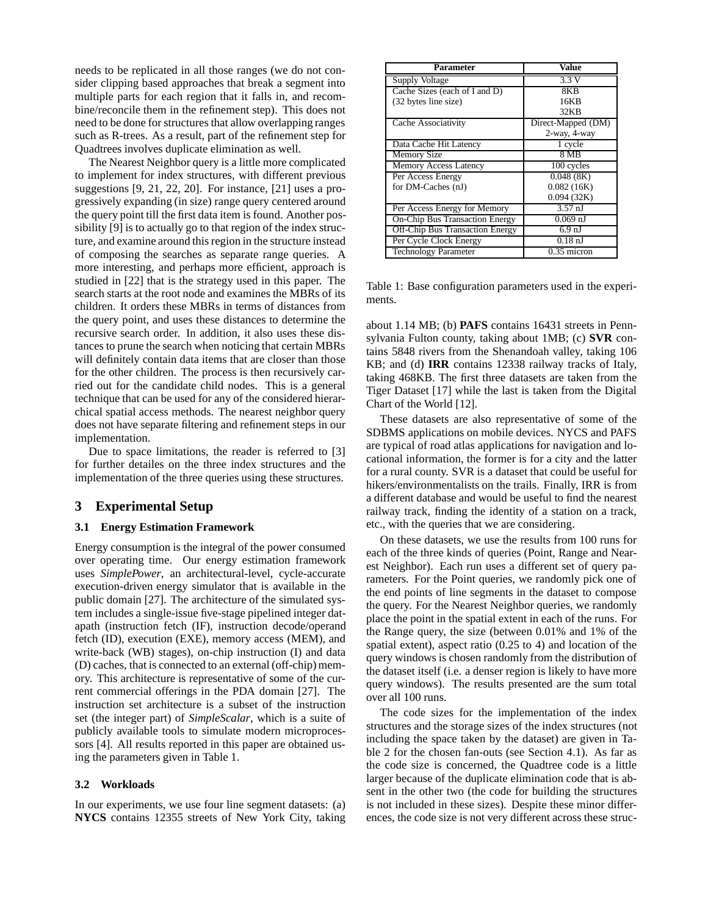needs to be replicated in all those ranges (we do not consider clipping based approaches that break a segment into multiple parts for each region that it falls in, and recombine/reconcile them in the refinement step). This does not need to be done for structures that allow overlapping ranges such as R-trees. As a result, part of the refinement step for Quadtrees involves duplicate elimination as well.

The Nearest Neighbor query is a little more complicated to implement for index structures, with different previous suggestions [9, 21, 22, 20]. For instance, [21] uses a progressively expanding (in size) range query centered around the query point till the first data item is found. Another possibility [9] is to actually go to that region of the index structure, and examine around this region in the structure instead of composing the searches as separate range queries. A more interesting, and perhaps more efficient, approach is studied in [22] that is the strategy used in this paper. The search starts at the root node and examines the MBRs of its children. It orders these MBRs in terms of distances from the query point, and uses these distances to determine the recursive search order. In addition, it also uses these distances to prune the search when noticing that certain MBRs will definitely contain data items that are closer than those for the other children. The process is then recursively carried out for the candidate child nodes. This is a general technique that can be used for any of the considered hierarchical spatial access methods. The nearest neighbor query does not have separate filtering and refinement steps in our implementation.

Due to space limitations, the reader is referred to [3] for further detailes on the three index structures and the implementation of the three queries using these structures.

## 3 Experimental Setup

### 3.1 Energy Estimation Framework

Energy consumption is the integral of the power consumed over operating time. Our energy estimation framework uses *SimplePower*, an architectural-level, cycle-accurate execution-driven energy simulator that is available in the public domain [27]. The architecture of the simulated system includes a single-issue five-stage pipelined integer datapath (instruction fetch (IF), instruction decode/operand fetch (ID), execution (EXE), memory access (MEM), and write-back (WB) stages), on-chip instruction (I) and data (D) caches, that is connected to an external (off-chip) memory. This architecture is representative of some of the current commercial offerings in the PDA domain [27]. The instruction set architecture is a subset of the instruction set (the integer part) of *SimpleScalar*, which is a suite of publicly available tools to simulate modern microprocessors [4]. All results reported in this paper are obtained using the parameters given in Table 1.

| Parameter | Value |
|---|---|
| Supply Voltage | 3.3 V |
| Cache Sizes (each of I and D) (32 bytes line size) | 8KB<br>16KB<br>32KB |
| Cache Associativity | Direct-Mapped (DM)<br>2-way, 4-way |
| Data Cache Hit Latency | 1 cycle |
| Memory Size | 8 MB |
| Memory Access Latency | 100 cycles |
| Per Access Energy for DM-Caches (nJ) | 0.048 (8K)<br>0.082 (16K)<br>0.094 (32K) |
| Per Access Energy for Memory | 3.57 nJ |
| On-Chip Bus Transaction Energy | 0.069 nJ |
| Off-Chip Bus Transaction Energy | 6.9 nJ |
| Per Cycle Clock Energy | 0.18 nJ |
| Technology Parameter | 0.35 micron |

Table 1: Base configuration parameters used in the experiments.

### 3.2 Workloads

In our experiments, we use four line segment datasets: (a) **NYCS** contains 12355 streets of New York City, taking about 1.14 MB; (b) **PAFS** contains 16431 streets in Pennsylvania Fulton county, taking about 1MB; (c) **SVR** contains 5848 rivers from the Shenandoah valley, taking 106 KB; and (d) **IRR** contains 12338 railway tracks of Italy, taking 468KB. The first three datasets are taken from the Tiger Dataset [17] while the last is taken from the Digital Chart of the World [12].

These datasets are also representative of some of the SDBMS applications on mobile devices. NYCS and PAFS are typical of road atlas applications for navigation and locational information, the former is for a city and the latter for a rural county. SVR is a dataset that could be useful for hikers/environmentalists on the trails. Finally, IRR is from a different database and would be useful to find the nearest railway track, finding the identity of a station on a track, etc., with the queries that we are considering.

On these datasets, we use the results from 100 runs for each of the three kinds of queries (Point, Range and Nearest Neighbor). Each run uses a different set of query parameters. For the Point queries, we randomly pick one of the end points of line segments in the dataset to compose the query. For the Nearest Neighbor queries, we randomly place the point in the spatial extent in each of the runs. For the Range query, the size (between 0.01% and 1% of the spatial extent), aspect ratio (0.25 to 4) and location of the query windows is chosen randomly from the distribution of the dataset itself (i.e. a denser region is likely to have more query windows). The results presented are the sum total over all 100 runs.

The code sizes for the implementation of the index structures and the storage sizes of the index structures (not including the space taken by the dataset) are given in Table 2 for the chosen fan-outs (see Section 4.1). As far as the code size is concerned, the Quadtree code is a little larger because of the duplicate elimination code that is absent in the other two (the code for building the structures is not included in these sizes). Despite these minor differences, the code size is not very different across these struc-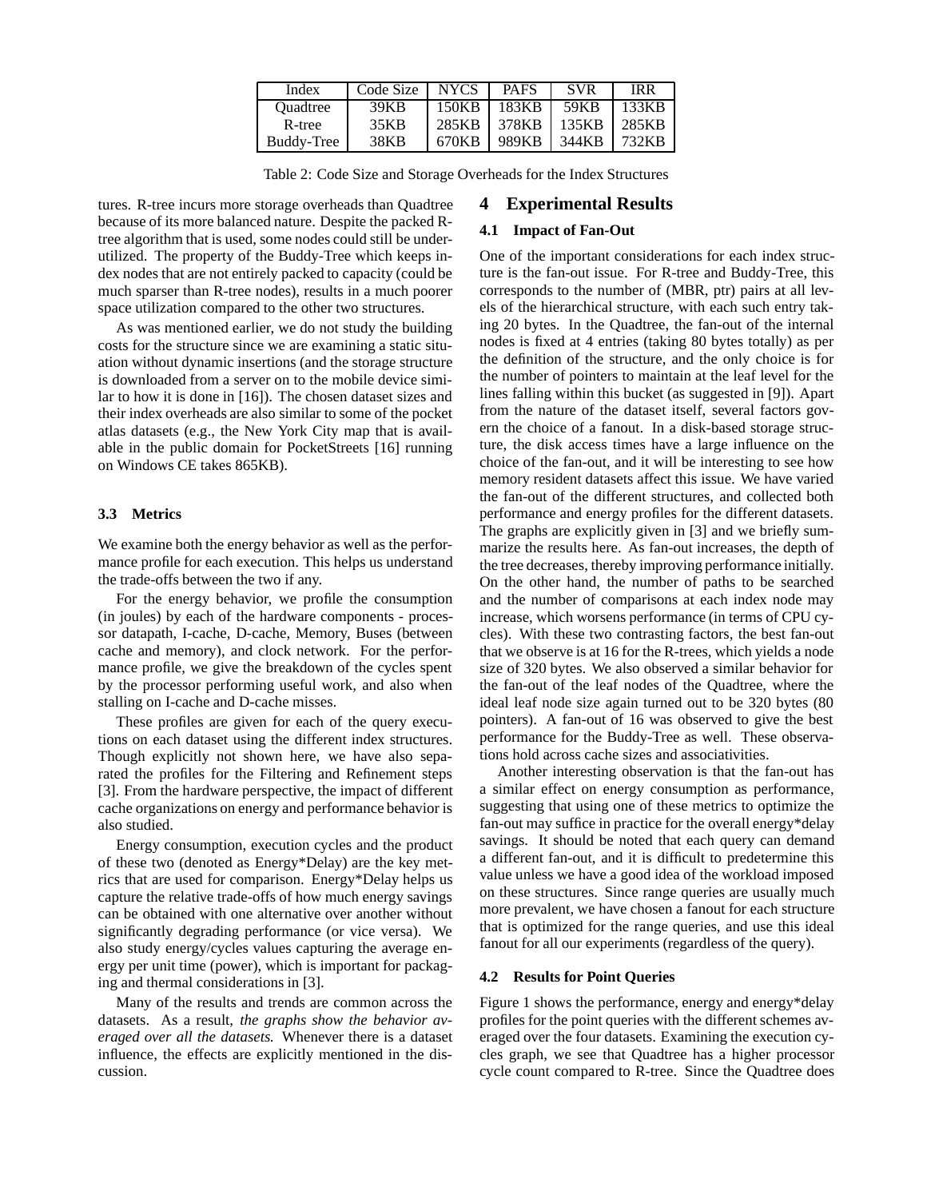| Index | Code Size | NYCS | PAFS | SVR | IRR |
|---|---|---|---|---|---|
| Quadtree | 39KB | 150KB | 183KB | 59KB | 133KB |
| R-tree | 35KB | 285KB | 378KB | 135KB | 285KB |
| Buddy-Tree | 38KB | 670KB | 989KB | 344KB | 732KB |

Table 2: Code Size and Storage Overheads for the Index Structures

tures. R-tree incurs more storage overheads than Quadtree because of its more balanced nature. Despite the packed R-tree algorithm that is used, some nodes could still be under-utilized. The property of the Buddy-Tree which keeps index nodes that are not entirely packed to capacity (could be much sparser than R-tree nodes), results in a much poorer space utilization compared to the other two structures.

As was mentioned earlier, we do not study the building costs for the structure since we are examining a static situation without dynamic insertions (and the storage structure is downloaded from a server on to the mobile device similar to how it is done in [16]). The chosen dataset sizes and their index overheads are also similar to some of the pocket atlas datasets (e.g., the New York City map that is available in the public domain for PocketStreets [16] running on Windows CE takes 865KB).

### 3.3 Metrics

We examine both the energy behavior as well as the performance profile for each execution. This helps us understand the trade-offs between the two if any.

For the energy behavior, we profile the consumption (in joules) by each of the hardware components - processor datapath, I-cache, D-cache, Memory, Buses (between cache and memory), and clock network. For the performance profile, we give the breakdown of the cycles spent by the processor performing useful work, and also when stalling on I-cache and D-cache misses.

These profiles are given for each of the query executions on each dataset using the different index structures. Though explicitly not shown here, we have also separated the profiles for the Filtering and Refinement steps [3]. From the hardware perspective, the impact of different cache organizations on energy and performance behavior is also studied.

Energy consumption, execution cycles and the product of these two (denoted as Energy*Delay) are the key metrics that are used for comparison. Energy*Delay helps us capture the relative trade-offs of how much energy savings can be obtained with one alternative over another without significantly degrading performance (or vice versa). We also study energy/cycles values capturing the average energy per unit time (power), which is important for packaging and thermal considerations in [3].

Many of the results and trends are common across the datasets. As a result, *the graphs show the behavior averaged over all the datasets.* Whenever there is a dataset influence, the effects are explicitly mentioned in the discussion.

## 4 Experimental Results

### 4.1 Impact of Fan-Out

One of the important considerations for each index structure is the fan-out issue. For R-tree and Buddy-Tree, this corresponds to the number of (MBR, ptr) pairs at all levels of the hierarchical structure, with each such entry taking 20 bytes. In the Quadtree, the fan-out of the internal nodes is fixed at 4 entries (taking 80 bytes totally) as per the definition of the structure, and the only choice is for the number of pointers to maintain at the leaf level for the lines falling within this bucket (as suggested in [9]). Apart from the nature of the dataset itself, several factors govern the choice of a fanout. In a disk-based storage structure, the disk access times have a large influence on the choice of the fan-out, and it will be interesting to see how memory resident datasets affect this issue. We have varied the fan-out of the different structures, and collected both performance and energy profiles for the different datasets. The graphs are explicitly given in [3] and we briefly summarize the results here. As fan-out increases, the depth of the tree decreases, thereby improving performance initially. On the other hand, the number of paths to be searched and the number of comparisons at each index node may increase, which worsens performance (in terms of CPU cycles). With these two contrasting factors, the best fan-out that we observe is at 16 for the R-trees, which yields a node size of 320 bytes. We also observed a similar behavior for the fan-out of the leaf nodes of the Quadtree, where the ideal leaf node size again turned out to be 320 bytes (80 pointers). A fan-out of 16 was observed to give the best performance for the Buddy-Tree as well. These observations hold across cache sizes and associativities.

Another interesting observation is that the fan-out has a similar effect on energy consumption as performance, suggesting that using one of these metrics to optimize the fan-out may suffice in practice for the overall energy*delay savings. It should be noted that each query can demand a different fan-out, and it is difficult to predetermine this value unless we have a good idea of the workload imposed on these structures. Since range queries are usually much more prevalent, we have chosen a fanout for each structure that is optimized for the range queries, and use this ideal fanout for all our experiments (regardless of the query).

### 4.2 Results for Point Queries

Figure 1 shows the performance, energy and energy*delay profiles for the point queries with the different schemes averaged over the four datasets. Examining the execution cycles graph, we see that Quadtree has a higher processor cycle count compared to R-tree. Since the Quadtree does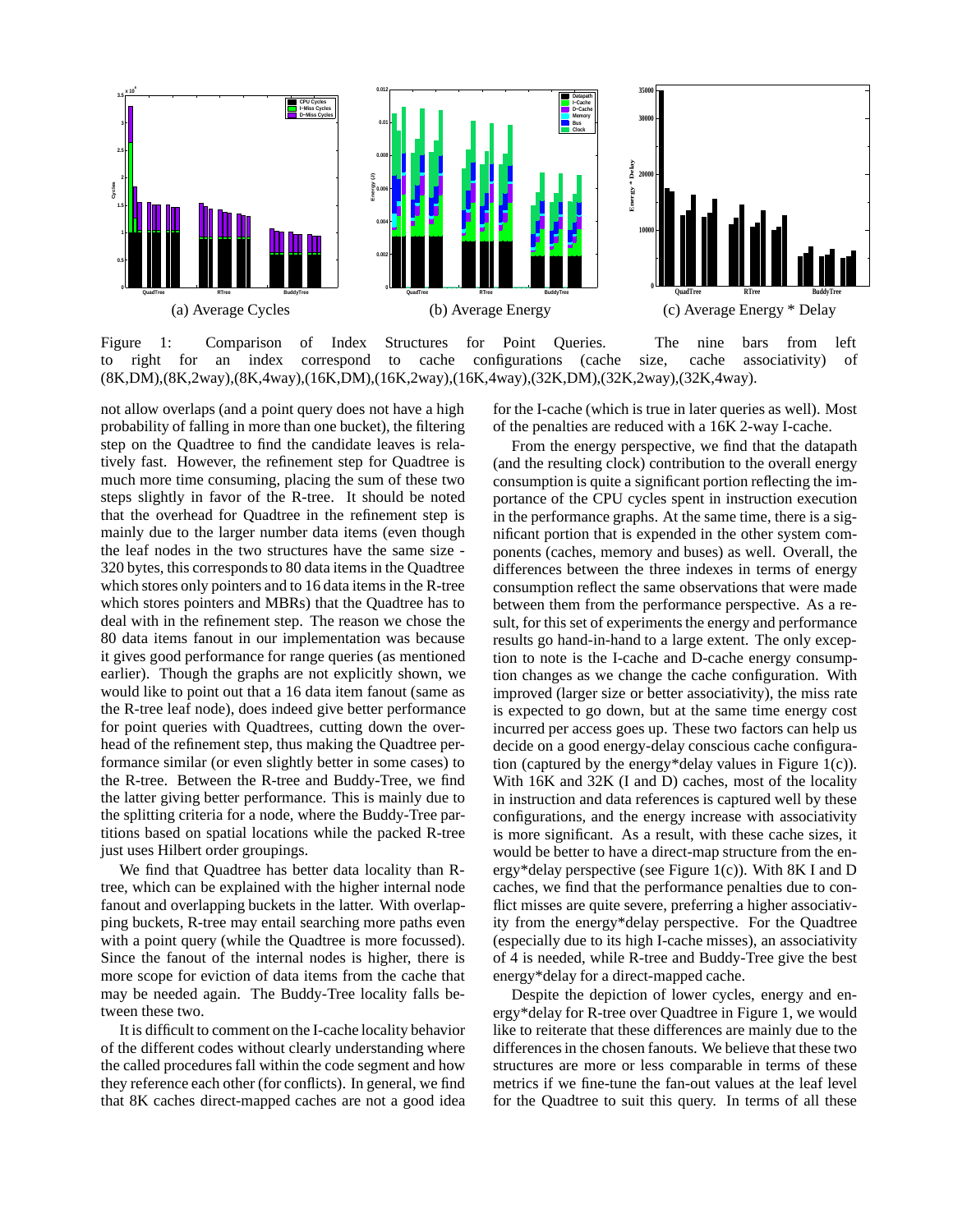(a) Average Cycles

(b) Average Energy

(c) Average Energy * Delay

Figure 1: Comparison of Index Structures for Point Queries. The nine bars from left to right for an index correspond to cache configurations (cache size, cache associativity) of (8K,DM),(8K,2way),(8K,4way),(16K,DM),(16K,2way),(16K,4way),(32K,DM),(32K,2way),(32K,4way).

not allow overlaps (and a point query does not have a high probability of falling in more than one bucket), the filtering step on the Quadtree to find the candidate leaves is relatively fast. However, the refinement step for Quadtree is much more time consuming, placing the sum of these two steps slightly in favor of the R-tree. It should be noted that the overhead for Quadtree in the refinement step is mainly due to the larger number data items (even though the leaf nodes in the two structures have the same size - 320 bytes, this corresponds to 80 data items in the Quadtree which stores only pointers and to 16 data items in the R-tree which stores pointers and MBRs) that the Quadtree has to deal with in the refinement step. The reason we chose the 80 data items fanout in our implementation was because it gives good performance for range queries (as mentioned earlier). Though the graphs are not explicitly shown, we would like to point out that a 16 data item fanout (same as the R-tree leaf node), does indeed give better performance for point queries with Quadtrees, cutting down the overhead of the refinement step, thus making the Quadtree performance similar (or even slightly better in some cases) to the R-tree. Between the R-tree and Buddy-Tree, we find the latter giving better performance. This is mainly due to the splitting criteria for a node, where the Buddy-Tree partitions based on spatial locations while the packed R-tree just uses Hilbert order groupings.

We find that Quadtree has better data locality than R-tree, which can be explained with the higher internal node fanout and overlapping buckets in the latter. With overlapping buckets, R-tree may entail searching more paths even with a point query (while the Quadtree is more focussed). Since the fanout of the internal nodes is higher, there is more scope for eviction of data items from the cache that may be needed again. The Buddy-Tree locality falls between these two.

It is difficult to comment on the I-cache locality behavior of the different codes without clearly understanding where the called procedures fall within the code segment and how they reference each other (for conflicts). In general, we find that 8K caches direct-mapped caches are not a good idea for the I-cache (which is true in later queries as well). Most of the penalties are reduced with a 16K 2-way I-cache.

From the energy perspective, we find that the datapath (and the resulting clock) contribution to the overall energy consumption is quite a significant portion reflecting the importance of the CPU cycles spent in instruction execution in the performance graphs. At the same time, there is a significant portion that is expended in the other system components (caches, memory and buses) as well. Overall, the differences between the three indexes in terms of energy consumption reflect the same observations that were made between them from the performance perspective. As a result, for this set of experiments the energy and performance results go hand-in-hand to a large extent. The only exception to note is the I-cache and D-cache energy consumption changes as we change the cache configuration. With improved (larger size or better associativity), the miss rate is expected to go down, but at the same time energy cost incurred per access goes up. These two factors can help us decide on a good energy-delay conscious cache configuration (captured by the energy*delay values in Figure 1(c)). With 16K and 32K (I and D) caches, most of the locality in instruction and data references is captured well by these configurations, and the energy increase with associativity is more significant. As a result, with these cache sizes, it would be better to have a direct-map structure from the energy*delay perspective (see Figure 1(c)). With 8K I and D caches, we find that the performance penalties due to conflict misses are quite severe, preferring a higher associativity from the energy*delay perspective. For the Quadtree (especially due to its high I-cache misses), an associativity of 4 is needed, while R-tree and Buddy-Tree give the best energy*delay for a direct-mapped cache.

Despite the depiction of lower cycles, energy and energy*delay for R-tree over Quadtree in Figure 1, we would like to reiterate that these differences are mainly due to the differences in the chosen fanouts. We believe that these two structures are more or less comparable in terms of these metrics if we fine-tune the fan-out values at the leaf level for the Quadtree to suit this query. In terms of all these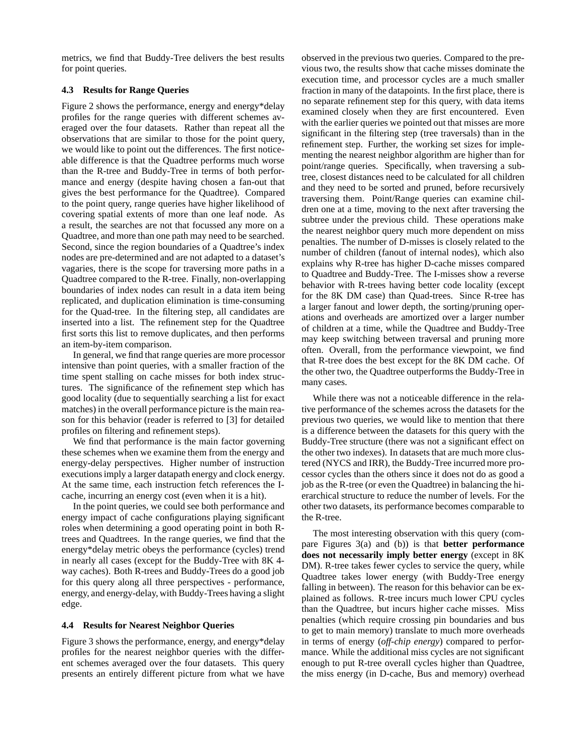metrics, we find that Buddy-Tree delivers the best results for point queries.

### 4.3 Results for Range Queries

Figure 2 shows the performance, energy and energy*delay profiles for the range queries with different schemes averaged over the four datasets. Rather than repeat all the observations that are similar to those for the point query, we would like to point out the differences. The first noticeable difference is that the Quadtree performs much worse than the R-tree and Buddy-Tree in terms of both performance and energy (despite having chosen a fan-out that gives the best performance for the Quadtree). Compared to the point query, range queries have higher likelihood of covering spatial extents of more than one leaf node. As a result, the searches are not that focussed any more on a Quadtree, and more than one path may need to be searched. Second, since the region boundaries of a Quadtree's index nodes are pre-determined and are not adapted to a dataset's vagaries, there is the scope for traversing more paths in a Quadtree compared to the R-tree. Finally, non-overlapping boundaries of index nodes can result in a data item being replicated, and duplication elimination is time-consuming for the Quad-tree. In the filtering step, all candidates are inserted into a list. The refinement step for the Quadtree first sorts this list to remove duplicates, and then performs an item-by-item comparison.

In general, we find that range queries are more processor intensive than point queries, with a smaller fraction of the time spent stalling on cache misses for both index structures. The significance of the refinement step which has good locality (due to sequentially searching a list for exact matches) in the overall performance picture is the main reason for this behavior (reader is referred to [3] for detailed profiles on filtering and refinement steps).

We find that performance is the main factor governing these schemes when we examine them from the energy and energy-delay perspectives. Higher number of instruction executions imply a larger datapath energy and clock energy. At the same time, each instruction fetch references the I-cache, incurring an energy cost (even when it is a hit).

In the point queries, we could see both performance and energy impact of cache configurations playing significant roles when determining a good operating point in both R-trees and Quadtrees. In the range queries, we find that the energy*delay metric obeys the performance (cycles) trend in nearly all cases (except for the Buddy-Tree with 8K 4-way caches). Both R-trees and Buddy-Trees do a good job for this query along all three perspectives - performance, energy, and energy-delay, with Buddy-Trees having a slight edge.

### 4.4 Results for Nearest Neighbor Queries

Figure 3 shows the performance, energy, and energy*delay profiles for the nearest neighbor queries with the different schemes averaged over the four datasets. This query presents an entirely different picture from what we have observed in the previous two queries. Compared to the previous two, the results show that cache misses dominate the execution time, and processor cycles are a much smaller fraction in many of the datapoints. In the first place, there is no separate refinement step for this query, with data items examined closely when they are first encountered. Even with the earlier queries we pointed out that misses are more significant in the filtering step (tree traversals) than in the refinement step. Further, the working set sizes for implementing the nearest neighbor algorithm are higher than for point/range queries. Specifically, when traversing a subtree, closest distances need to be calculated for all children and they need to be sorted and pruned, before recursively traversing them. Point/Range queries can examine children one at a time, moving to the next after traversing the subtree under the previous child. These operations make the nearest neighbor query much more dependent on miss penalties. The number of D-misses is closely related to the number of children (fanout of internal nodes), which also explains why R-tree has higher D-cache misses compared to Quadtree and Buddy-Tree. The I-misses show a reverse behavior with R-trees having better code locality (except for the 8K DM case) than Quad-trees. Since R-tree has a larger fanout and lower depth, the sorting/pruning operations and overheads are amortized over a larger number of children at a time, while the Quadtree and Buddy-Tree may keep switching between traversal and pruning more often. Overall, from the performance viewpoint, we find that R-tree does the best except for the 8K DM cache. Of the other two, the Quadtree outperforms the Buddy-Tree in many cases.

While there was not a noticeable difference in the relative performance of the schemes across the datasets for the previous two queries, we would like to mention that there is a difference between the datasets for this query with the Buddy-Tree structure (there was not a significant effect on the other two indexes). In datasets that are much more clustered (NYCS and IRR), the Buddy-Tree incurred more processor cycles than the others since it does not do as good a job as the R-tree (or even the Quadtree) in balancing the hierarchical structure to reduce the number of levels. For the other two datasets, its performance becomes comparable to the R-tree.

The most interesting observation with this query (compare Figures 3(a) and (b)) is that **better performance does not necessarily imply better energy** (except in 8K DM). R-tree takes fewer cycles to service the query, while Quadtree takes lower energy (with Buddy-Tree energy falling in between). The reason for this behavior can be explained as follows. R-tree incurs much lower CPU cycles than the Quadtree, but incurs higher cache misses. Miss penalties (which require crossing pin boundaries and bus to get to main memory) translate to much more overheads in terms of energy (*off-chip energy*) compared to performance. While the additional miss cycles are not significant enough to put R-tree overall cycles higher than Quadtree, the miss energy (in D-cache, Bus and memory) overhead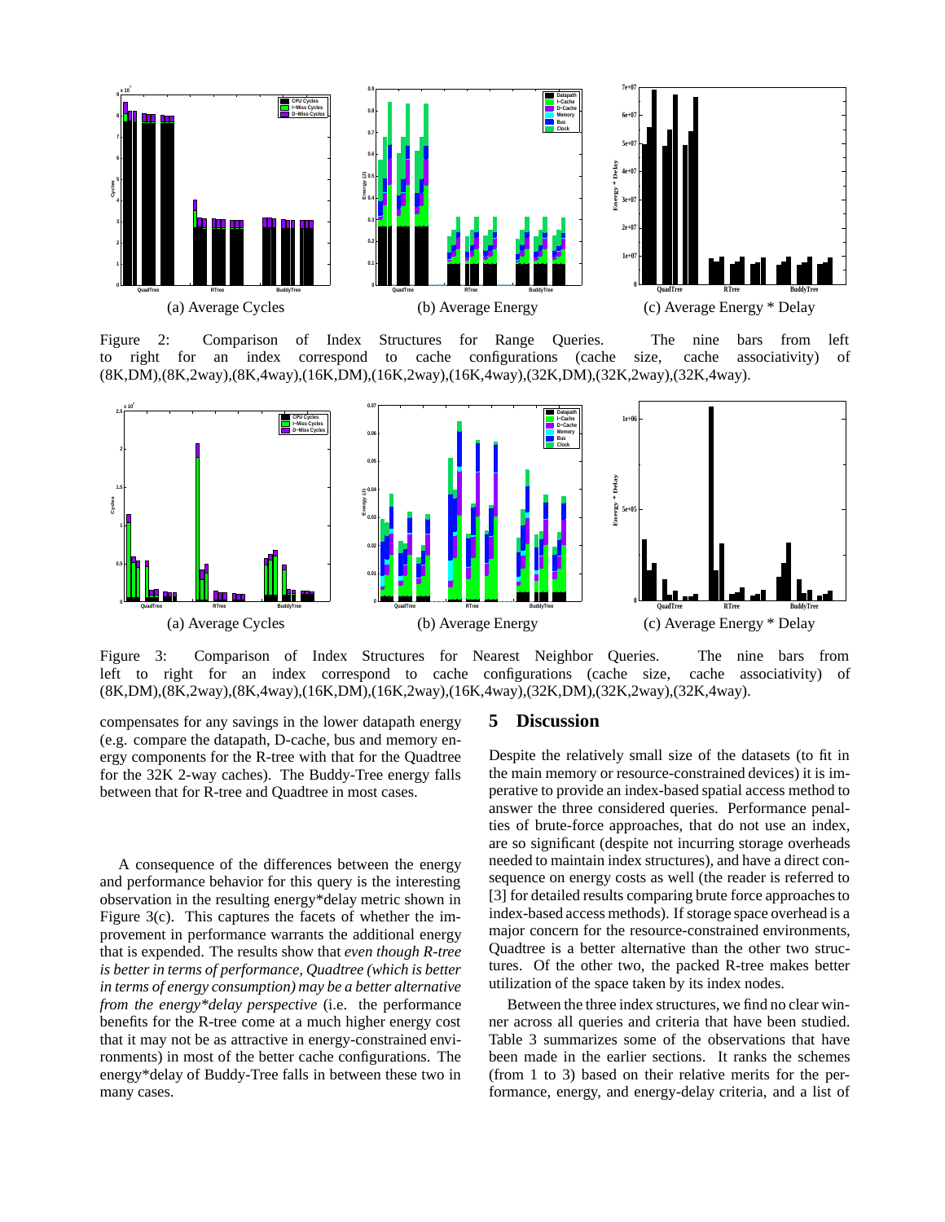(a) Average Cycles

(b) Average Energy

(c) Average Energy * Delay

Figure 2: Comparison of Index Structures for Range Queries. The nine bars from left to right for an index correspond to cache configurations (cache size, cache associativity) of (8K,DM),(8K,2way),(8K,4way),(16K,DM),(16K,2way),(16K,4way),(32K,DM),(32K,2way),(32K,4way).

(a) Average Cycles

(b) Average Energy

(c) Average Energy * Delay

Figure 3: Comparison of Index Structures for Nearest Neighbor Queries. The nine bars from left to right for an index correspond to cache configurations (cache size, cache associativity) of (8K,DM),(8K,2way),(8K,4way),(16K,DM),(16K,2way),(16K,4way),(32K,DM),(32K,2way),(32K,4way).

compensates for any savings in the lower datapath energy (e.g. compare the datapath, D-cache, bus and memory energy components for the R-tree with that for the Quadtree for the 32K 2-way caches). The Buddy-Tree energy falls between that for R-tree and Quadtree in most cases.

A consequence of the differences between the energy and performance behavior for this query is the interesting observation in the resulting energy*delay metric shown in Figure 3(c). This captures the facets of whether the improvement in performance warrants the additional energy that is expended. The results show that *even though R-tree is better in terms of performance, Quadtree (which is better in terms of energy consumption) may be a better alternative from the energy*delay perspective* (i.e. the performance benefits for the R-tree come at a much higher energy cost that it may not be as attractive in energy-constrained environments) in most of the better cache configurations. The energy*delay of Buddy-Tree falls in between these two in many cases.

## 5 Discussion

Despite the relatively small size of the datasets (to fit in the main memory or resource-constrained devices) it is imperative to provide an index-based spatial access method to answer the three considered queries. Performance penalties of brute-force approaches, that do not use an index, are so significant (despite not incurring storage overheads needed to maintain index structures), and have a direct consequence on energy costs as well (the reader is referred to [3] for detailed results comparing brute force approaches to index-based access methods). If storage space overhead is a major concern for the resource-constrained environments, Quadtree is a better alternative than the other two structures. Of the other two, the packed R-tree makes better utilization of the space taken by its index nodes.

Between the three index structures, we find no clear winner across all queries and criteria that have been studied. Table 3 summarizes some of the observations that have been made in the earlier sections. It ranks the schemes (from 1 to 3) based on their relative merits for the performance, energy, and energy-delay criteria, and a list of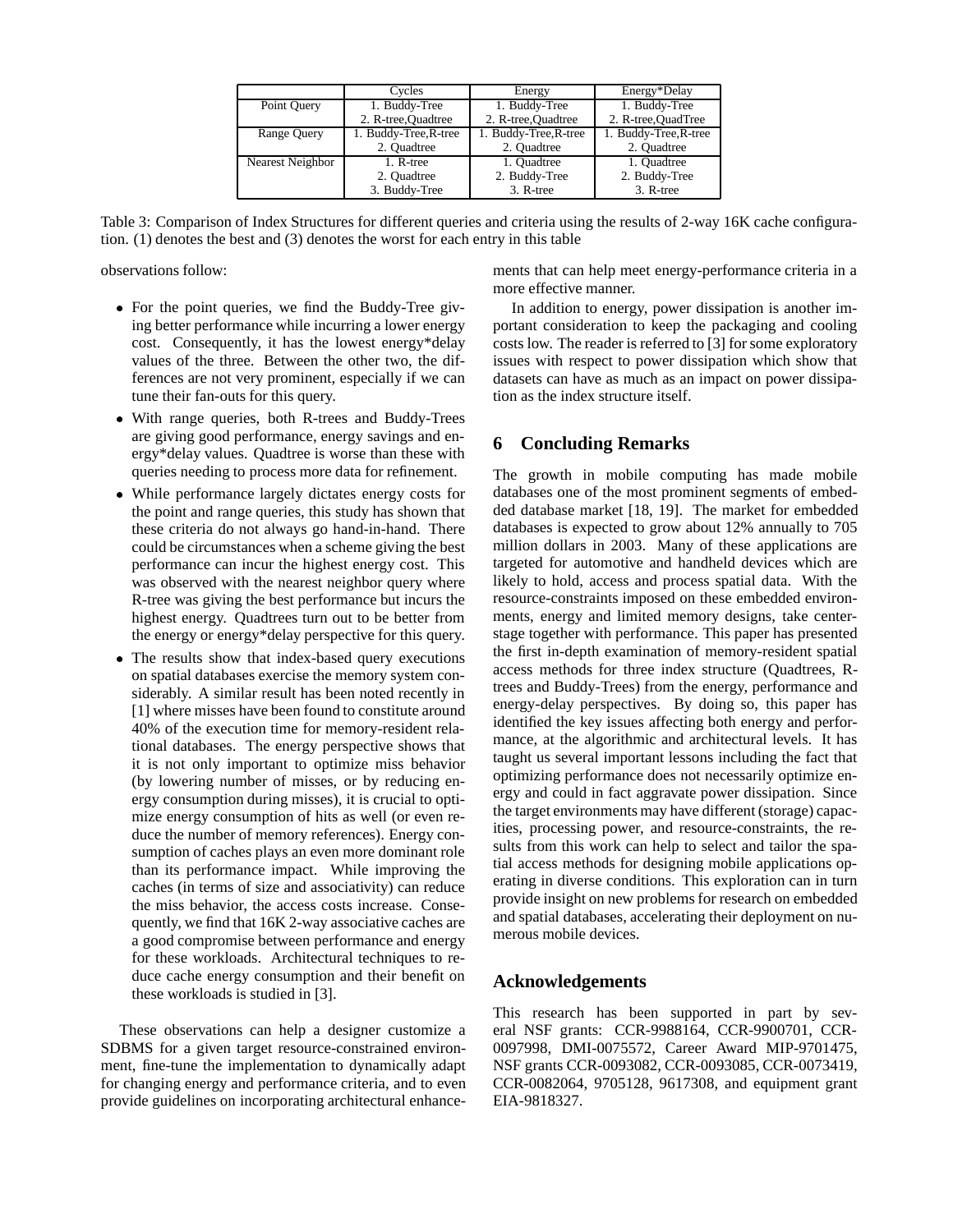| | Cycles | Energy | Energy*Delay |
|---|---|---|---|
| Point Query | 1. Buddy-Tree | 1. Buddy-Tree | 1. Buddy-Tree |
| | 2. R-tree,Quadtree | 2. R-tree,Quadtree | 2. R-tree,QuadTree |
| Range Query | 1. Buddy-Tree,R-tree | 1. Buddy-Tree,R-tree | 1. Buddy-Tree,R-tree |
| | 2. Quadtree | 2. Quadtree | 2. Quadtree |
| Nearest Neighbor | 1. R-tree | 1. Quadtree | 1. Quadtree |
| | 2. Quadtree | 2. Buddy-Tree | 2. Buddy-Tree |
| | 3. Buddy-Tree | 3. R-tree | 3. R-tree |

Table 3: Comparison of Index Structures for different queries and criteria using the results of 2-way 16K cache configuration. (1) denotes the best and (3) denotes the worst for each entry in this table

observations follow:

- For the point queries, we find the Buddy-Tree giving better performance while incurring a lower energy cost. Consequently, it has the lowest energy*delay values of the three. Between the other two, the differences are not very prominent, especially if we can tune their fan-outs for this query.
- With range queries, both R-trees and Buddy-Trees are giving good performance, energy savings and energy*delay values. Quadtree is worse than these with queries needing to process more data for refinement.
- While performance largely dictates energy costs for the point and range queries, this study has shown that these criteria do not always go hand-in-hand. There could be circumstances when a scheme giving the best performance can incur the highest energy cost. This was observed with the nearest neighbor query where R-tree was giving the best performance but incurs the highest energy. Quadtrees turn out to be better from the energy or energy*delay perspective for this query.
- The results show that index-based query executions on spatial databases exercise the memory system considerably. A similar result has been noted recently in [1] where misses have been found to constitute around 40% of the execution time for memory-resident relational databases. The energy perspective shows that it is not only important to optimize miss behavior (by lowering number of misses, or by reducing energy consumption during misses), it is crucial to optimize energy consumption of hits as well (or even reduce the number of memory references). Energy consumption of caches plays an even more dominant role than its performance impact. While improving the caches (in terms of size and associativity) can reduce the miss behavior, the access costs increase. Consequently, we find that 16K 2-way associative caches are a good compromise between performance and energy for these workloads. Architectural techniques to reduce cache energy consumption and their benefit on these workloads is studied in [3].

These observations can help a designer customize a SDBMS for a given target resource-constrained environment, fine-tune the implementation to dynamically adapt for changing energy and performance criteria, and to even provide guidelines on incorporating architectural enhancements that can help meet energy-performance criteria in a more effective manner.

In addition to energy, power dissipation is another important consideration to keep the packaging and cooling costs low. The reader is referred to [3] for some exploratory issues with respect to power dissipation which show that datasets can have as much as an impact on power dissipation as the index structure itself.

## 6 Concluding Remarks

The growth in mobile computing has made mobile databases one of the most prominent segments of embedded database market [18, 19]. The market for embedded databases is expected to grow about 12% annually to 705 million dollars in 2003. Many of these applications are targeted for automotive and handheld devices which are likely to hold, access and process spatial data. With the resource-constraints imposed on these embedded environments, energy and limited memory designs, take center-stage together with performance. This paper has presented the first in-depth examination of memory-resident spatial access methods for three index structure (Quadtrees, R-trees and Buddy-Trees) from the energy, performance and energy-delay perspectives. By doing so, this paper has identified the key issues affecting both energy and performance, at the algorithmic and architectural levels. It has taught us several important lessons including the fact that optimizing performance does not necessarily optimize energy and could in fact aggravate power dissipation. Since the target environments may have different (storage) capacities, processing power, and resource-constraints, the results from this work can help to select and tailor the spatial access methods for designing mobile applications operating in diverse conditions. This exploration can in turn provide insight on new problems for research on embedded and spatial databases, accelerating their deployment on numerous mobile devices.

## Acknowledgements

This research has been supported in part by several NSF grants: CCR-9988164, CCR-9900701, CCR-0097998, DMI-0075572, Career Award MIP-9701475, NSF grants CCR-0093082, CCR-0093085, CCR-0073419, CCR-0082064, 9705128, 9617308, and equipment grant EIA-9818327.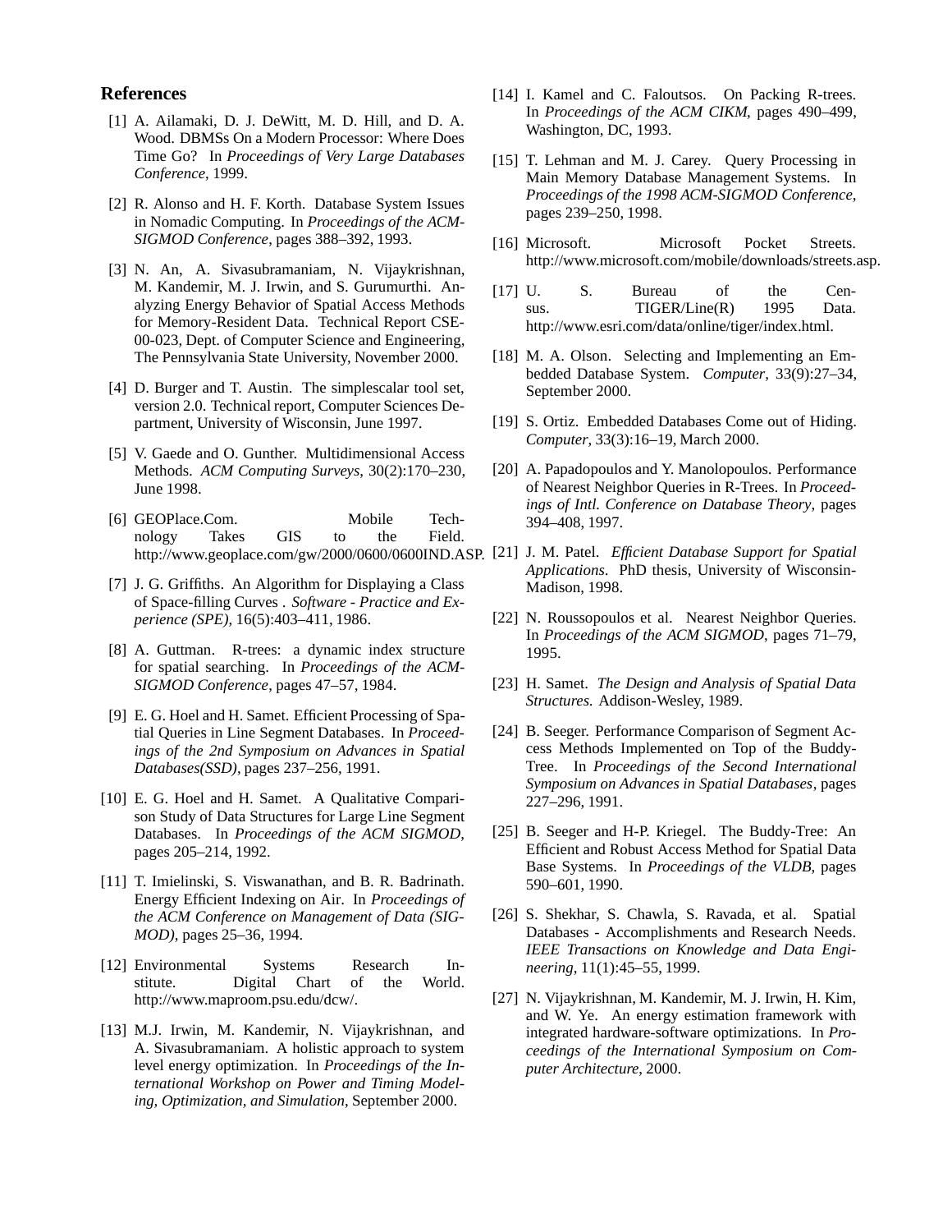## References

[1] A. Ailamaki, D. J. DeWitt, M. D. Hill, and D. A. Wood. DBMSs On a Modern Processor: Where Does Time Go? In *Proceedings of Very Large Databases Conference*, 1999.

[2] R. Alonso and H. F. Korth. Database System Issues in Nomadic Computing. In *Proceedings of the ACM-SIGMOD Conference*, pages 388–392, 1993.

[3] N. An, A. Sivasubramaniam, N. Vijaykrishnan, M. Kandemir, M. J. Irwin, and S. Gurumurthi. Analyzing Energy Behavior of Spatial Access Methods for Memory-Resident Data. Technical Report CSE-00-023, Dept. of Computer Science and Engineering, The Pennsylvania State University, November 2000.

[4] D. Burger and T. Austin. The simplescalar tool set, version 2.0. Technical report, Computer Sciences Department, University of Wisconsin, June 1997.

[5] V. Gaede and O. Gunther. Multidimensional Access Methods. *ACM Computing Surveys*, 30(2):170–230, June 1998.

[6] GEOPlace.Com. Mobile Technology Takes GIS to the Field. http://www.geoplace.com/gw/2000/0600/0600IND.ASP.

[7] J. G. Griffiths. An Algorithm for Displaying a Class of Space-filling Curves . *Software - Practice and Experience (SPE)*, 16(5):403–411, 1986.

[8] A. Guttman. R-trees: a dynamic index structure for spatial searching. In *Proceedings of the ACM-SIGMOD Conference*, pages 47–57, 1984.

[9] E. G. Hoel and H. Samet. Efficient Processing of Spatial Queries in Line Segment Databases. In *Proceedings of the 2nd Symposium on Advances in Spatial Databases(SSD)*, pages 237–256, 1991.

[10] E. G. Hoel and H. Samet. A Qualitative Comparison Study of Data Structures for Large Line Segment Databases. In *Proceedings of the ACM SIGMOD*, pages 205–214, 1992.

[11] T. Imielinski, S. Viswanathan, and B. R. Badrinath. Energy Efficient Indexing on Air. In *Proceedings of the ACM Conference on Management of Data (SIGMOD)*, pages 25–36, 1994.

[12] Environmental Systems Research Institute. Digital Chart of the World. http://www.maproom.psu.edu/dcw/.

[13] M.J. Irwin, M. Kandemir, N. Vijaykrishnan, and A. Sivasubramaniam. A holistic approach to system level energy optimization. In *Proceedings of the International Workshop on Power and Timing Modeling, Optimization, and Simulation*, September 2000.

[14] I. Kamel and C. Faloutsos. On Packing R-trees. In *Proceedings of the ACM CIKM*, pages 490–499, Washington, DC, 1993.

[15] T. Lehman and M. J. Carey. Query Processing in Main Memory Database Management Systems. In *Proceedings of the 1998 ACM-SIGMOD Conference*, pages 239–250, 1998.

[16] Microsoft. Microsoft Pocket Streets. http://www.microsoft.com/mobile/downloads/streets.asp.

[17] U. S. Bureau of the Census. TIGER/Line(R) 1995 Data. http://www.esri.com/data/online/tiger/index.html.

[18] M. A. Olson. Selecting and Implementing an Embedded Database System. *Computer*, 33(9):27–34, September 2000.

[19] S. Ortiz. Embedded Databases Come out of Hiding. *Computer*, 33(3):16–19, March 2000.

[20] A. Papadopoulos and Y. Manolopoulos. Performance of Nearest Neighbor Queries in R-Trees. In *Proceedings of Intl. Conference on Database Theory*, pages 394–408, 1997.

[21] J. M. Patel. *Efficient Database Support for Spatial Applications*. PhD thesis, University of Wisconsin-Madison, 1998.

[22] N. Roussopoulos et al. Nearest Neighbor Queries. In *Proceedings of the ACM SIGMOD*, pages 71–79, 1995.

[23] H. Samet. *The Design and Analysis of Spatial Data Structures.* Addison-Wesley, 1989.

[24] B. Seeger. Performance Comparison of Segment Access Methods Implemented on Top of the Buddy-Tree. In *Proceedings of the Second International Symposium on Advances in Spatial Databases*, pages 227–296, 1991.

[25] B. Seeger and H-P. Kriegel. The Buddy-Tree: An Efficient and Robust Access Method for Spatial Data Base Systems. In *Proceedings of the VLDB*, pages 590–601, 1990.

[26] S. Shekhar, S. Chawla, S. Ravada, et al. Spatial Databases - Accomplishments and Research Needs. *IEEE Transactions on Knowledge and Data Engineering*, 11(1):45–55, 1999.

[27] N. Vijaykrishnan, M. Kandemir, M. J. Irwin, H. Kim, and W. Ye. An energy estimation framework with integrated hardware-software optimizations. In *Proceedings of the International Symposium on Computer Architecture*, 2000.